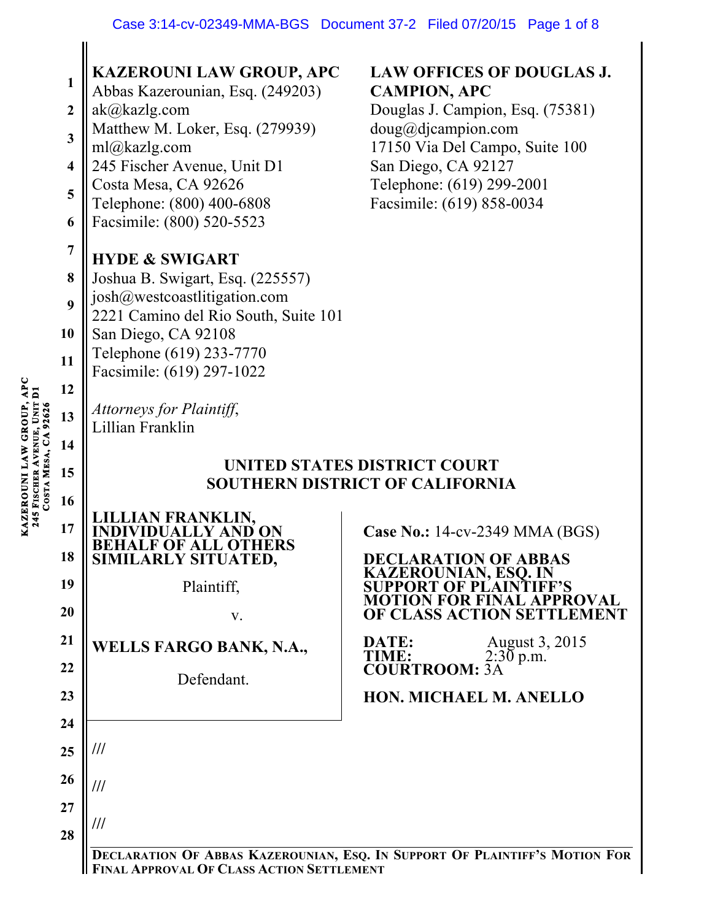**KAZEROUNI LAW GROUP, APC**
Abbas Kazerounian, Esq. (249203)
ak@kazlg.com
Matthew M. Loker, Esq. (279939)
ml@kazlg.com
245 Fischer Avenue, Unit D1
Costa Mesa, CA 92626
Telephone: (800) 400-6808
Facsimile: (800) 520-5523

**LAW OFFICES OF DOUGLAS J. CAMPION, APC**
Douglas J. Campion, Esq. (75381)
doug@djcampion.com
17150 Via Del Campo, Suite 100
San Diego, CA 92127
Telephone: (619) 299-2001
Facsimile: (619) 858-0034

**HYDE & SWIGART**
Joshua B. Swigart, Esq. (225557)
josh@westcoastlitigation.com
2221 Camino del Rio South, Suite 101
San Diego, CA 92108
Telephone (619) 233-7770
Facsimile: (619) 297-1022

*Attorneys for Plaintiff*,
Lillian Franklin

## UNITED STATES DISTRICT COURT
## SOUTHERN DISTRICT OF CALIFORNIA

**LILLIAN FRANKLIN, INDIVIDUALLY AND ON BEHALF OF ALL OTHERS SIMILARLY SITUATED,**

Plaintiff,

v.

**WELLS FARGO BANK, N.A.,**

Defendant.

**Case No.:** 14-cv-2349 MMA (BGS)

**DECLARATION OF ABBAS KAZEROUNIAN, ESQ. IN SUPPORT OF PLAINTIFF'S MOTION FOR FINAL APPROVAL OF CLASS ACTION SETTLEMENT**

**DATE:** August 3, 2015
**TIME:** 2:30 p.m.
**COURTROOM:** 3A

**HON. MICHAEL M. ANELLO**

///

///

///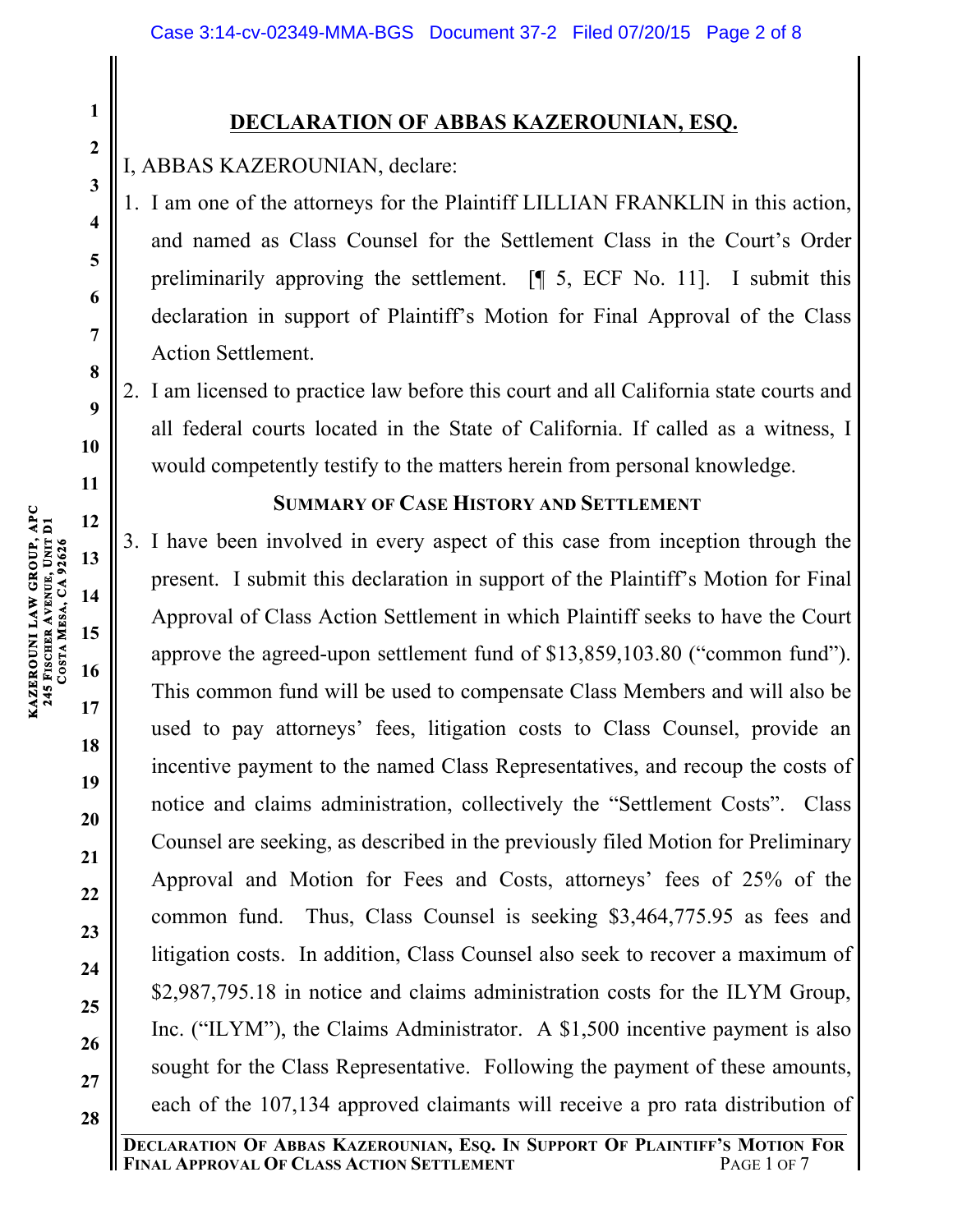## DECLARATION OF ABBAS KAZEROUNIAN, ESQ.

I, ABBAS KAZEROUNIAN, declare:

1. I am one of the attorneys for the Plaintiff LILLIAN FRANKLIN in this action, and named as Class Counsel for the Settlement Class in the Court's Order preliminarily approving the settlement. [¶ 5, ECF No. 11]. I submit this declaration in support of Plaintiff's Motion for Final Approval of the Class Action Settlement.

2. I am licensed to practice law before this court and all California state courts and all federal courts located in the State of California. If called as a witness, I would competently testify to the matters herein from personal knowledge.

### SUMMARY OF CASE HISTORY AND SETTLEMENT

3. I have been involved in every aspect of this case from inception through the present. I submit this declaration in support of the Plaintiff's Motion for Final Approval of Class Action Settlement in which Plaintiff seeks to have the Court approve the agreed-upon settlement fund of $13,859,103.80 ("common fund"). This common fund will be used to compensate Class Members and will also be used to pay attorneys' fees, litigation costs to Class Counsel, provide an incentive payment to the named Class Representatives, and recoup the costs of notice and claims administration, collectively the "Settlement Costs". Class Counsel are seeking, as described in the previously filed Motion for Preliminary Approval and Motion for Fees and Costs, attorneys' fees of 25% of the common fund. Thus, Class Counsel is seeking $3,464,775.95 as fees and litigation costs. In addition, Class Counsel also seek to recover a maximum of $2,987,795.18 in notice and claims administration costs for the ILYM Group, Inc. ("ILYM"), the Claims Administrator. A $1,500 incentive payment is also sought for the Class Representative. Following the payment of these amounts, each of the 107,134 approved claimants will receive a pro rata distribution of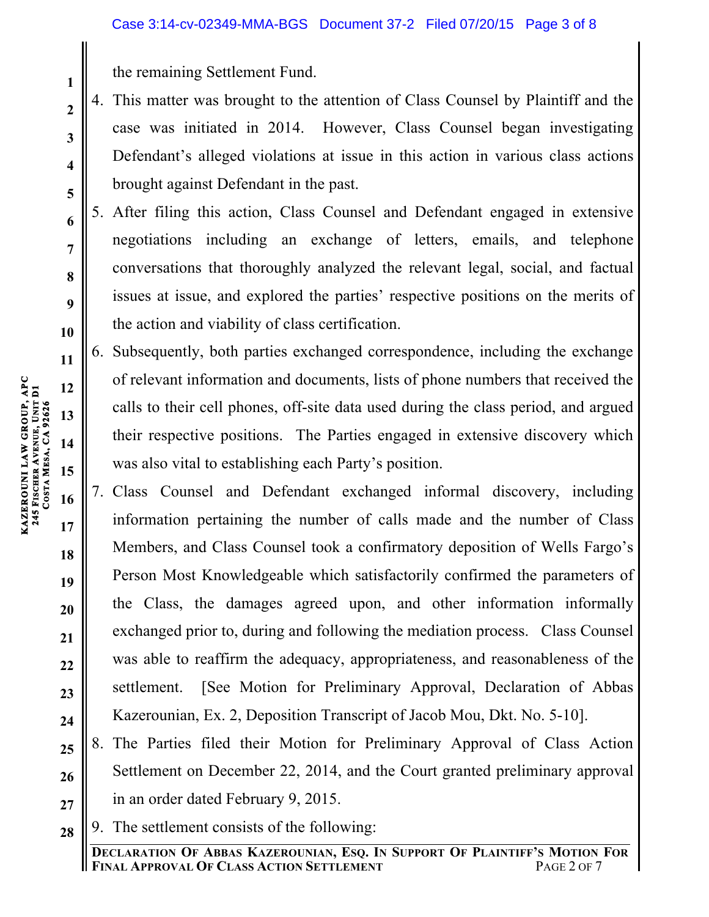the remaining Settlement Fund.

4. This matter was brought to the attention of Class Counsel by Plaintiff and the case was initiated in 2014. However, Class Counsel began investigating Defendant's alleged violations at issue in this action in various class actions brought against Defendant in the past.
5. After filing this action, Class Counsel and Defendant engaged in extensive negotiations including an exchange of letters, emails, and telephone conversations that thoroughly analyzed the relevant legal, social, and factual issues at issue, and explored the parties' respective positions on the merits of the action and viability of class certification.
6. Subsequently, both parties exchanged correspondence, including the exchange of relevant information and documents, lists of phone numbers that received the calls to their cell phones, off-site data used during the class period, and argued their respective positions. The Parties engaged in extensive discovery which was also vital to establishing each Party's position.
7. Class Counsel and Defendant exchanged informal discovery, including information pertaining the number of calls made and the number of Class Members, and Class Counsel took a confirmatory deposition of Wells Fargo's Person Most Knowledgeable which satisfactorily confirmed the parameters of the Class, the damages agreed upon, and other information informally exchanged prior to, during and following the mediation process. Class Counsel was able to reaffirm the adequacy, appropriateness, and reasonableness of the settlement. [See Motion for Preliminary Approval, Declaration of Abbas Kazerounian, Ex. 2, Deposition Transcript of Jacob Mou, Dkt. No. 5-10].
8. The Parties filed their Motion for Preliminary Approval of Class Action Settlement on December 22, 2014, and the Court granted preliminary approval in an order dated February 9, 2015.
9. The settlement consists of the following: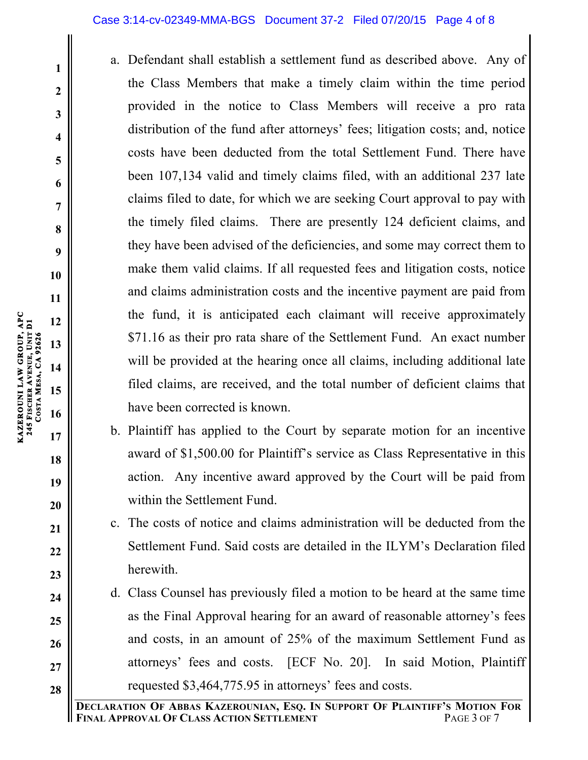a. Defendant shall establish a settlement fund as described above. Any of the Class Members that make a timely claim within the time period provided in the notice to Class Members will receive a pro rata distribution of the fund after attorneys' fees; litigation costs; and, notice costs have been deducted from the total Settlement Fund. There have been 107,134 valid and timely claims filed, with an additional 237 late claims filed to date, for which we are seeking Court approval to pay with the timely filed claims. There are presently 124 deficient claims, and they have been advised of the deficiencies, and some may correct them to make them valid claims. If all requested fees and litigation costs, notice and claims administration costs and the incentive payment are paid from the fund, it is anticipated each claimant will receive approximately $71.16 as their pro rata share of the Settlement Fund. An exact number will be provided at the hearing once all claims, including additional late filed claims, are received, and the total number of deficient claims that have been corrected is known.

b. Plaintiff has applied to the Court by separate motion for an incentive award of $1,500.00 for Plaintiff's service as Class Representative in this action. Any incentive award approved by the Court will be paid from within the Settlement Fund.

c. The costs of notice and claims administration will be deducted from the Settlement Fund. Said costs are detailed in the ILYM's Declaration filed herewith.

d. Class Counsel has previously filed a motion to be heard at the same time as the Final Approval hearing for an award of reasonable attorney's fees and costs, in an amount of 25% of the maximum Settlement Fund as attorneys' fees and costs. [ECF No. 20]. In said Motion, Plaintiff requested $3,464,775.95 in attorneys' fees and costs.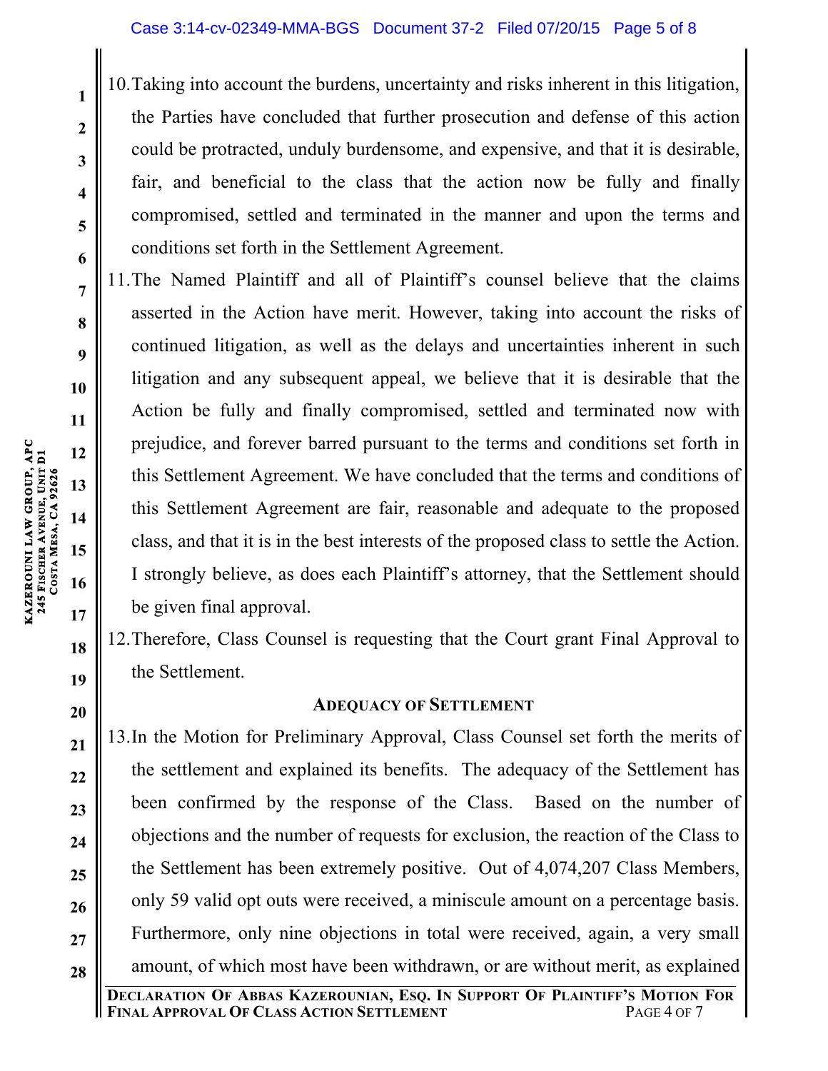10. Taking into account the burdens, uncertainty and risks inherent in this litigation, the Parties have concluded that further prosecution and defense of this action could be protracted, unduly burdensome, and expensive, and that it is desirable, fair, and beneficial to the class that the action now be fully and finally compromised, settled and terminated in the manner and upon the terms and conditions set forth in the Settlement Agreement.

11. The Named Plaintiff and all of Plaintiff's counsel believe that the claims asserted in the Action have merit. However, taking into account the risks of continued litigation, as well as the delays and uncertainties inherent in such litigation and any subsequent appeal, we believe that it is desirable that the Action be fully and finally compromised, settled and terminated now with prejudice, and forever barred pursuant to the terms and conditions set forth in this Settlement Agreement. We have concluded that the terms and conditions of this Settlement Agreement are fair, reasonable and adequate to the proposed class, and that it is in the best interests of the proposed class to settle the Action. I strongly believe, as does each Plaintiff's attorney, that the Settlement should be given final approval.

12. Therefore, Class Counsel is requesting that the Court grant Final Approval to the Settlement.

## ADEQUACY OF SETTLEMENT

13. In the Motion for Preliminary Approval, Class Counsel set forth the merits of the settlement and explained its benefits. The adequacy of the Settlement has been confirmed by the response of the Class. Based on the number of objections and the number of requests for exclusion, the reaction of the Class to the Settlement has been extremely positive. Out of 4,074,207 Class Members, only 59 valid opt outs were received, a miniscule amount on a percentage basis. Furthermore, only nine objections in total were received, again, a very small amount, of which most have been withdrawn, or are without merit, as explained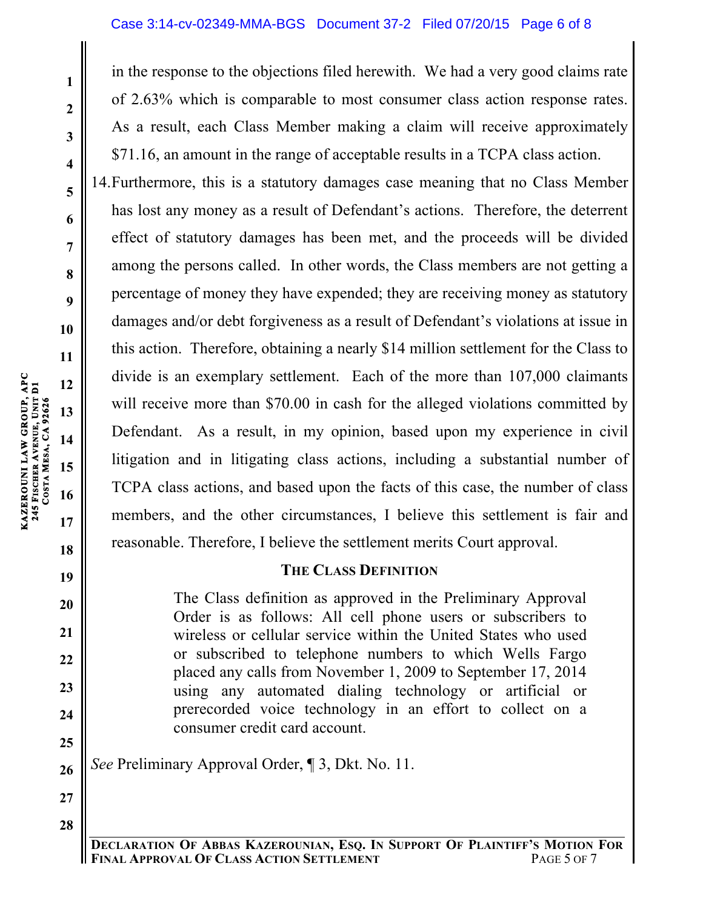in the response to the objections filed herewith. We had a very good claims rate of 2.63% which is comparable to most consumer class action response rates. As a result, each Class Member making a claim will receive approximately $71.16, an amount in the range of acceptable results in a TCPA class action.

14. Furthermore, this is a statutory damages case meaning that no Class Member has lost any money as a result of Defendant's actions. Therefore, the deterrent effect of statutory damages has been met, and the proceeds will be divided among the persons called. In other words, the Class members are not getting a percentage of money they have expended; they are receiving money as statutory damages and/or debt forgiveness as a result of Defendant's violations at issue in this action. Therefore, obtaining a nearly $14 million settlement for the Class to divide is an exemplary settlement. Each of the more than 107,000 claimants will receive more than $70.00 in cash for the alleged violations committed by Defendant. As a result, in my opinion, based upon my experience in civil litigation and in litigating class actions, including a substantial number of TCPA class actions, and based upon the facts of this case, the number of class members, and the other circumstances, I believe this settlement is fair and reasonable. Therefore, I believe the settlement merits Court approval.

## THE CLASS DEFINITION

> The Class definition as approved in the Preliminary Approval Order is as follows: All cell phone users or subscribers to wireless or cellular service within the United States who used or subscribed to telephone numbers to which Wells Fargo placed any calls from November 1, 2009 to September 17, 2014 using any automated dialing technology or artificial or prerecorded voice technology in an effort to collect on a consumer credit card account.

*See* Preliminary Approval Order, ¶ 3, Dkt. No. 11.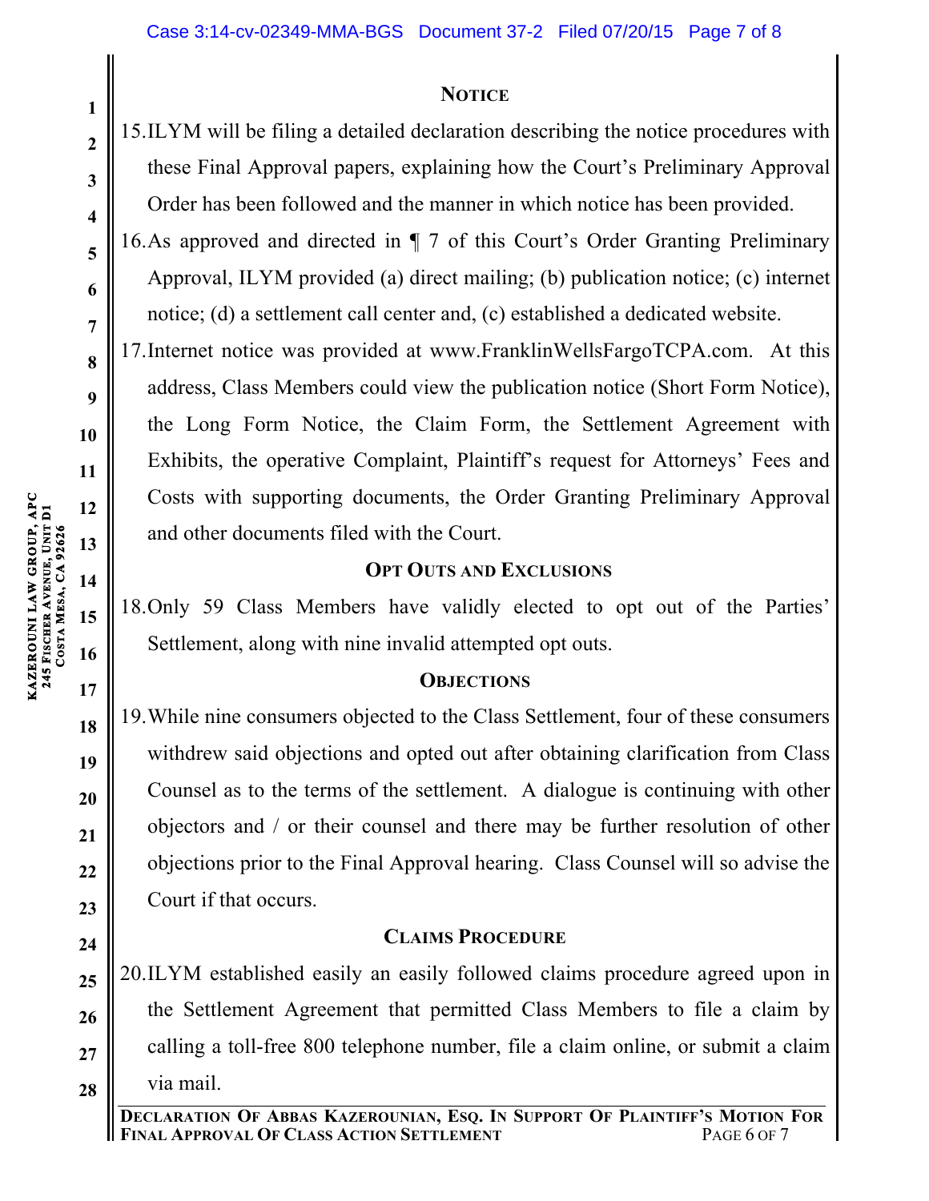## NOTICE

15. ILYM will be filing a detailed declaration describing the notice procedures with these Final Approval papers, explaining how the Court's Preliminary Approval Order has been followed and the manner in which notice has been provided.

16. As approved and directed in ¶ 7 of this Court's Order Granting Preliminary Approval, ILYM provided (a) direct mailing; (b) publication notice; (c) internet notice; (d) a settlement call center and, (c) established a dedicated website.

17. Internet notice was provided at www.FranklinWellsFargoTCPA.com. At this address, Class Members could view the publication notice (Short Form Notice), the Long Form Notice, the Claim Form, the Settlement Agreement with Exhibits, the operative Complaint, Plaintiff's request for Attorneys' Fees and Costs with supporting documents, the Order Granting Preliminary Approval and other documents filed with the Court.

## OPT OUTS AND EXCLUSIONS

18. Only 59 Class Members have validly elected to opt out of the Parties' Settlement, along with nine invalid attempted opt outs.

## OBJECTIONS

19. While nine consumers objected to the Class Settlement, four of these consumers withdrew said objections and opted out after obtaining clarification from Class Counsel as to the terms of the settlement. A dialogue is continuing with other objectors and / or their counsel and there may be further resolution of other objections prior to the Final Approval hearing. Class Counsel will so advise the Court if that occurs.

## CLAIMS PROCEDURE

20. ILYM established easily an easily followed claims procedure agreed upon in the Settlement Agreement that permitted Class Members to file a claim by calling a toll-free 800 telephone number, file a claim online, or submit a claim via mail.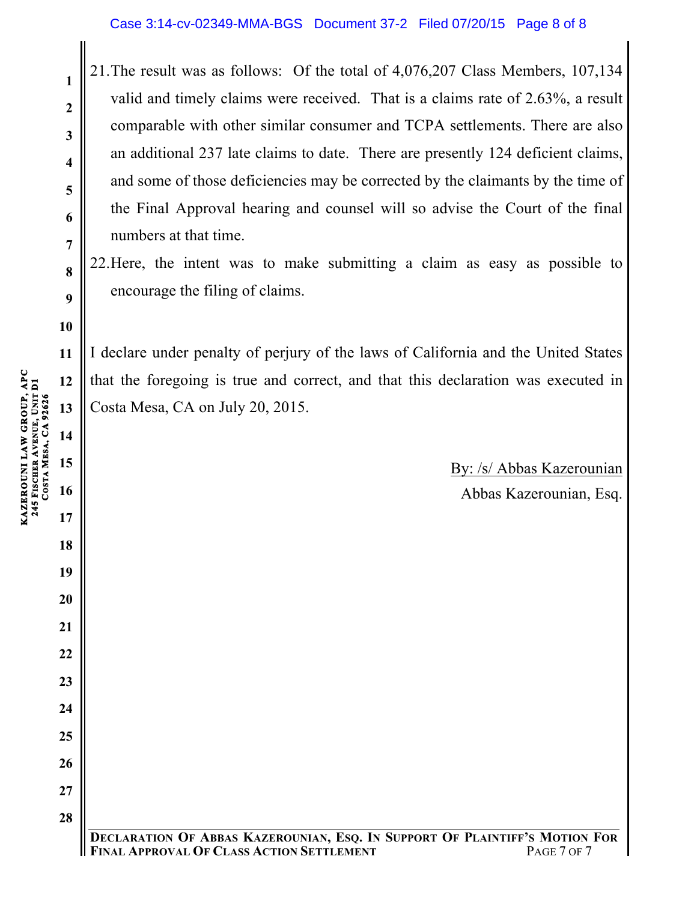21. The result was as follows: Of the total of 4,076,207 Class Members, 107,134 valid and timely claims were received. That is a claims rate of 2.63%, a result comparable with other similar consumer and TCPA settlements. There are also an additional 237 late claims to date. There are presently 124 deficient claims, and some of those deficiencies may be corrected by the claimants by the time of the Final Approval hearing and counsel will so advise the Court of the final numbers at that time.

22. Here, the intent was to make submitting a claim as easy as possible to encourage the filing of claims.

I declare under penalty of perjury of the laws of California and the United States that the foregoing is true and correct, and that this declaration was executed in Costa Mesa, CA on July 20, 2015.

By: /s/ Abbas Kazerounian

Abbas Kazerounian, Esq.